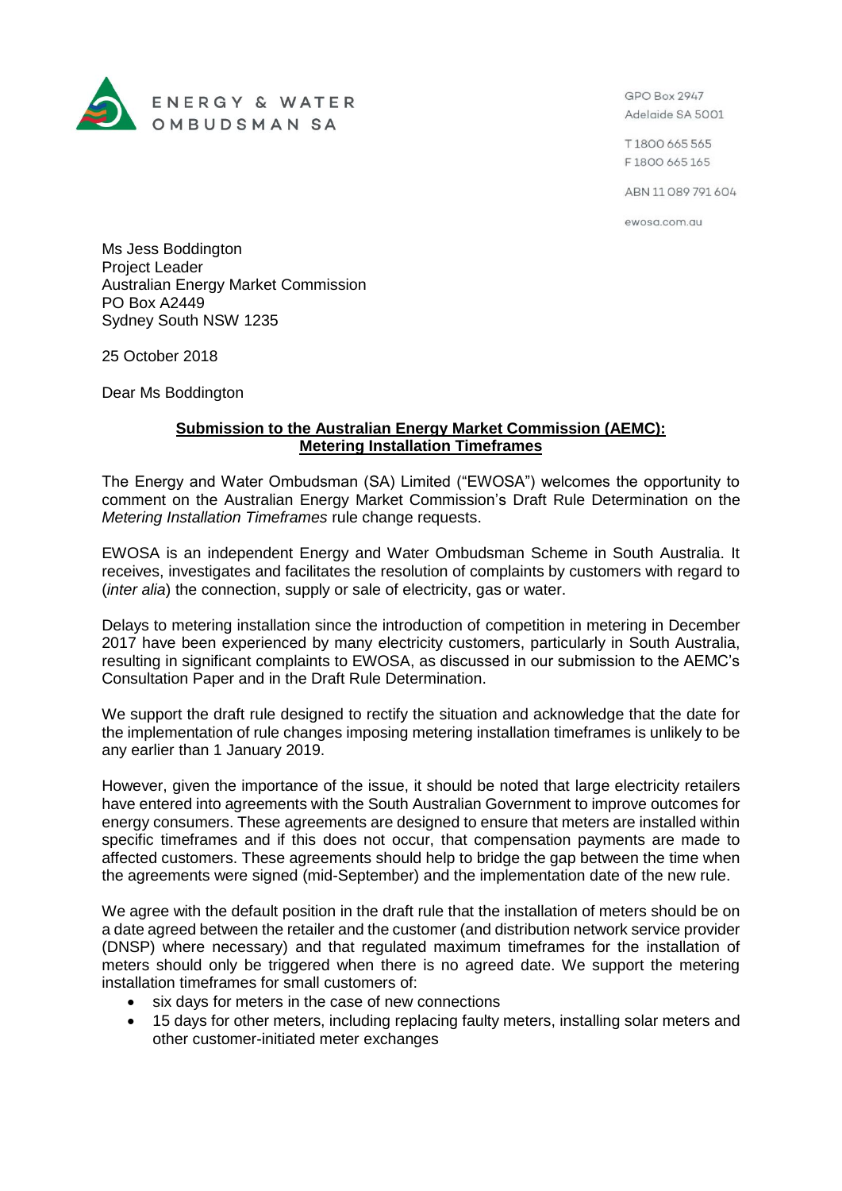ENERGY & WATER OMBUDSMAN SA

GPO Box 2947
Adelaide SA 5001

T 1800 665 565
F 1800 665 165

ABN 11 089 791 604

ewosa.com.au

Ms Jess Boddington
Project Leader
Australian Energy Market Commission
PO Box A2449
Sydney South NSW 1235

25 October 2018

Dear Ms Boddington

**Submission to the Australian Energy Market Commission (AEMC): Metering Installation Timeframes**

The Energy and Water Ombudsman (SA) Limited ("EWOSA") welcomes the opportunity to comment on the Australian Energy Market Commission's Draft Rule Determination on the *Metering Installation Timeframes* rule change requests.

EWOSA is an independent Energy and Water Ombudsman Scheme in South Australia. It receives, investigates and facilitates the resolution of complaints by customers with regard to (*inter alia*) the connection, supply or sale of electricity, gas or water.

Delays to metering installation since the introduction of competition in metering in December 2017 have been experienced by many electricity customers, particularly in South Australia, resulting in significant complaints to EWOSA, as discussed in our submission to the AEMC's Consultation Paper and in the Draft Rule Determination.

We support the draft rule designed to rectify the situation and acknowledge that the date for the implementation of rule changes imposing metering installation timeframes is unlikely to be any earlier than 1 January 2019.

However, given the importance of the issue, it should be noted that large electricity retailers have entered into agreements with the South Australian Government to improve outcomes for energy consumers. These agreements are designed to ensure that meters are installed within specific timeframes and if this does not occur, that compensation payments are made to affected customers. These agreements should help to bridge the gap between the time when the agreements were signed (mid-September) and the implementation date of the new rule.

We agree with the default position in the draft rule that the installation of meters should be on a date agreed between the retailer and the customer (and distribution network service provider (DNSP) where necessary) and that regulated maximum timeframes for the installation of meters should only be triggered when there is no agreed date. We support the metering installation timeframes for small customers of:

- six days for meters in the case of new connections
- 15 days for other meters, including replacing faulty meters, installing solar meters and other customer-initiated meter exchanges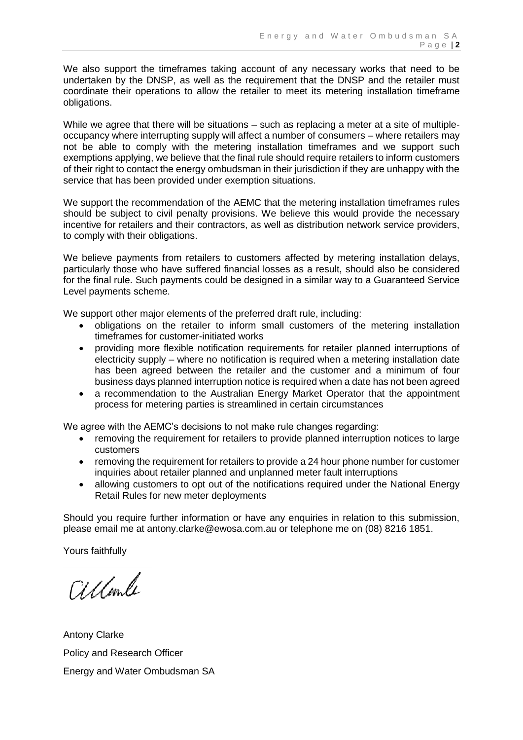We also support the timeframes taking account of any necessary works that need to be undertaken by the DNSP, as well as the requirement that the DNSP and the retailer must coordinate their operations to allow the retailer to meet its metering installation timeframe obligations.

While we agree that there will be situations – such as replacing a meter at a site of multiple-occupancy where interrupting supply will affect a number of consumers – where retailers may not be able to comply with the metering installation timeframes and we support such exemptions applying, we believe that the final rule should require retailers to inform customers of their right to contact the energy ombudsman in their jurisdiction if they are unhappy with the service that has been provided under exemption situations.

We support the recommendation of the AEMC that the metering installation timeframes rules should be subject to civil penalty provisions. We believe this would provide the necessary incentive for retailers and their contractors, as well as distribution network service providers, to comply with their obligations.

We believe payments from retailers to customers affected by metering installation delays, particularly those who have suffered financial losses as a result, should also be considered for the final rule. Such payments could be designed in a similar way to a Guaranteed Service Level payments scheme.

We support other major elements of the preferred draft rule, including:

- obligations on the retailer to inform small customers of the metering installation timeframes for customer-initiated works
- providing more flexible notification requirements for retailer planned interruptions of electricity supply – where no notification is required when a metering installation date has been agreed between the retailer and the customer and a minimum of four business days planned interruption notice is required when a date has not been agreed
- a recommendation to the Australian Energy Market Operator that the appointment process for metering parties is streamlined in certain circumstances

We agree with the AEMC's decisions to not make rule changes regarding:

- removing the requirement for retailers to provide planned interruption notices to large customers
- removing the requirement for retailers to provide a 24 hour phone number for customer inquiries about retailer planned and unplanned meter fault interruptions
- allowing customers to opt out of the notifications required under the National Energy Retail Rules for new meter deployments

Should you require further information or have any enquiries in relation to this submission, please email me at antony.clarke@ewosa.com.au or telephone me on (08) 8216 1851.

Yours faithfully

Antony Clarke

Policy and Research Officer

Energy and Water Ombudsman SA